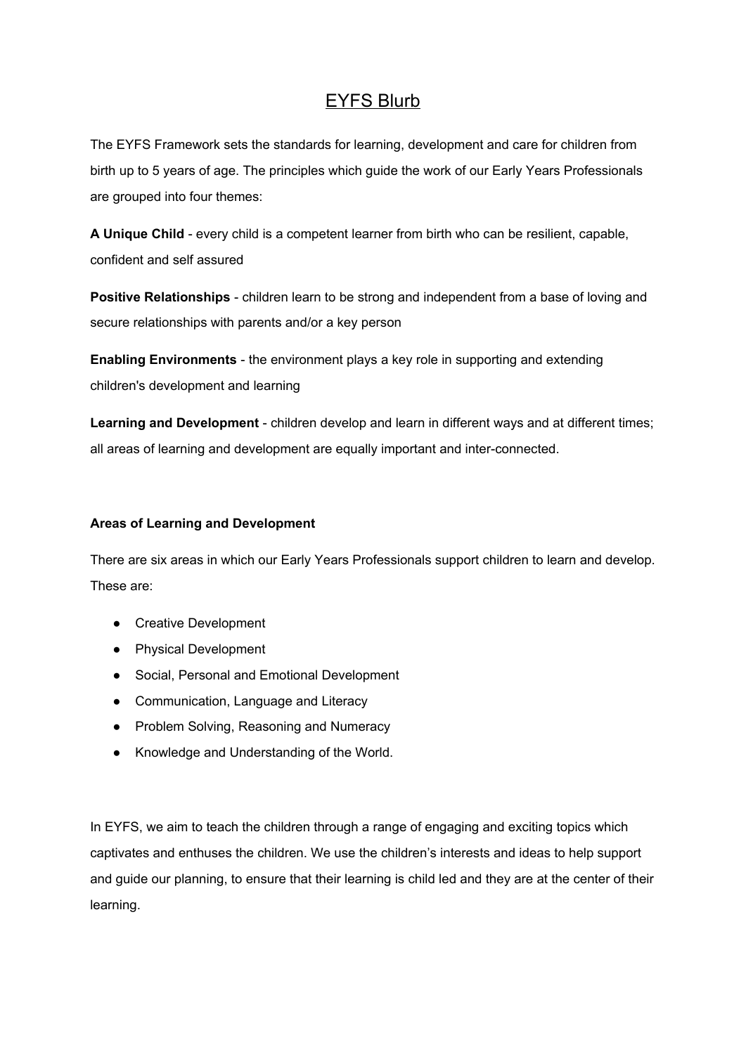# EYFS Blurb

The EYFS Framework sets the standards for learning, development and care for children from birth up to 5 years of age. The principles which guide the work of our Early Years Professionals are grouped into four themes:

**A Unique Child** - every child is a competent learner from birth who can be resilient, capable, confident and self assured

**Positive Relationships** - children learn to be strong and independent from a base of loving and secure relationships with parents and/or a key person

**Enabling Environments** - the environment plays a key role in supporting and extending children's development and learning

**Learning and Development** - children develop and learn in different ways and at different times; all areas of learning and development are equally important and inter-connected.

**Areas of Learning and Development**

There are six areas in which our Early Years Professionals support children to learn and develop. These are:

- Creative Development
- Physical Development
- Social, Personal and Emotional Development
- Communication, Language and Literacy
- Problem Solving, Reasoning and Numeracy
- Knowledge and Understanding of the World.

In EYFS, we aim to teach the children through a range of engaging and exciting topics which captivates and enthuses the children. We use the children's interests and ideas to help support and guide our planning, to ensure that their learning is child led and they are at the center of their learning.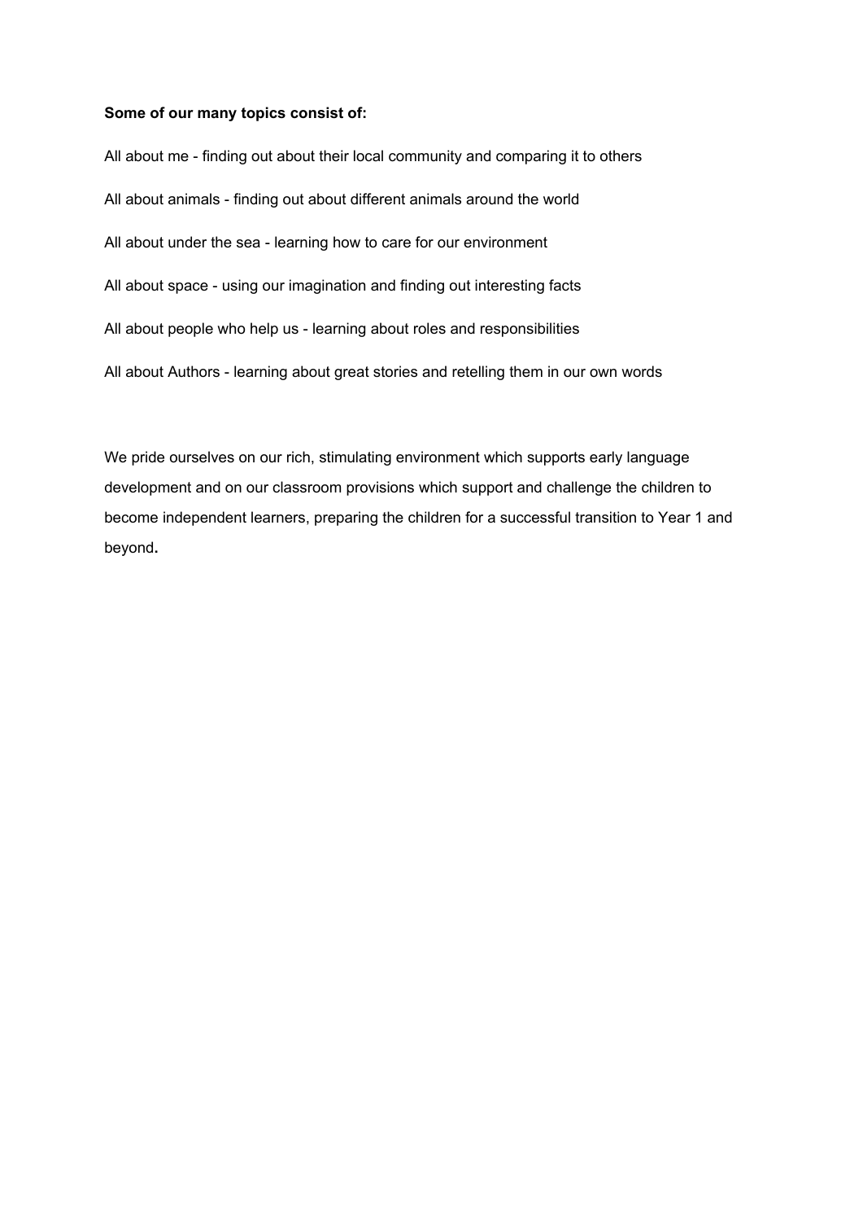**Some of our many topics consist of:**

All about me - finding out about their local community and comparing it to others

All about animals - finding out about different animals around the world

All about under the sea - learning how to care for our environment

All about space - using our imagination and finding out interesting facts

All about people who help us - learning about roles and responsibilities

All about Authors - learning about great stories and retelling them in our own words

We pride ourselves on our rich, stimulating environment which supports early language development and on our classroom provisions which support and challenge the children to become independent learners, preparing the children for a successful transition to Year 1 and beyond.